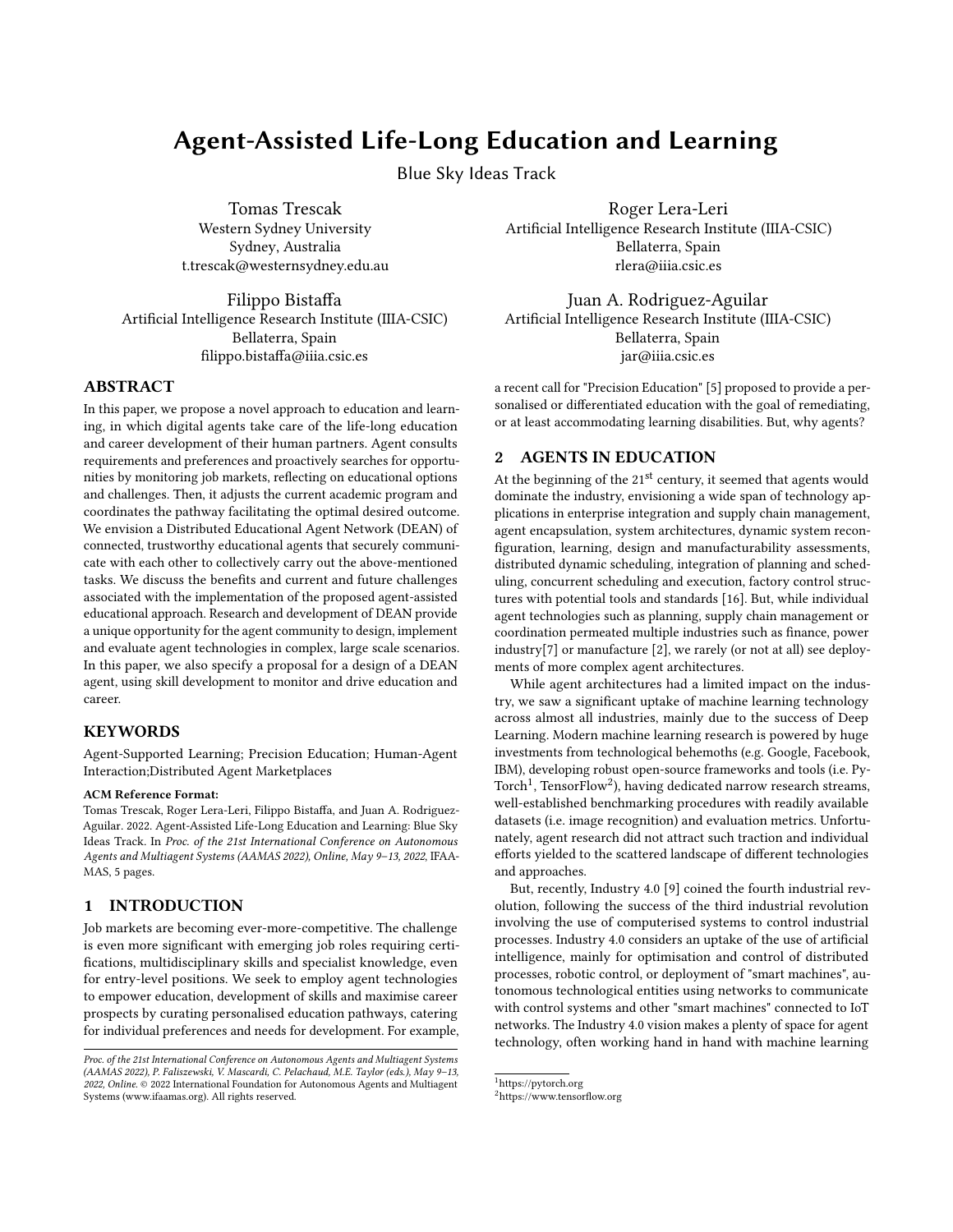# Agent-Assisted Life-Long Education and Learning

Blue Sky Ideas Track

Tomas Trescak
Western Sydney University
Sydney, Australia
t.trescak@westernsydney.edu.au

Roger Lera-Leri
Artificial Intelligence Research Institute (IIIA-CSIC)
Bellaterra, Spain
rlera@iiia.csic.es

Filippo Bistaffa
Artificial Intelligence Research Institute (IIIA-CSIC)
Bellaterra, Spain
filippo.bistaffa@iiia.csic.es

Juan A. Rodriguez-Aguilar
Artificial Intelligence Research Institute (IIIA-CSIC)
Bellaterra, Spain
jar@iiia.csic.es

## ABSTRACT

In this paper, we propose a novel approach to education and learning, in which digital agents take care of the life-long education and career development of their human partners. Agent consults requirements and preferences and proactively searches for opportunities by monitoring job markets, reflecting on educational options and challenges. Then, it adjusts the current academic program and coordinates the pathway facilitating the optimal desired outcome. We envision a Distributed Educational Agent Network (DEAN) of connected, trustworthy educational agents that securely communicate with each other to collectively carry out the above-mentioned tasks. We discuss the benefits and current and future challenges associated with the implementation of the proposed agent-assisted educational approach. Research and development of DEAN provide a unique opportunity for the agent community to design, implement and evaluate agent technologies in complex, large scale scenarios. In this paper, we also specify a proposal for a design of a DEAN agent, using skill development to monitor and drive education and career.

## KEYWORDS

Agent-Supported Learning; Precision Education; Human-Agent Interaction;Distributed Agent Marketplaces

**ACM Reference Format:**
Tomas Trescak, Roger Lera-Leri, Filippo Bistaffa, and Juan A. Rodriguez-Aguilar. 2022. Agent-Assisted Life-Long Education and Learning: Blue Sky Ideas Track. In *Proc. of the 21st International Conference on Autonomous Agents and Multiagent Systems (AAMAS 2022), Online, May 9–13, 2022*, IFAAMAS, 5 pages.

## 1 INTRODUCTION

Job markets are becoming ever-more-competitive. The challenge is even more significant with emerging job roles requiring certifications, multidisciplinary skills and specialist knowledge, even for entry-level positions. We seek to employ agent technologies to empower education, development of skills and maximise career prospects by curating personalised education pathways, catering for individual preferences and needs for development. For example, a recent call for "Precision Education" [5] proposed to provide a personalised or differentiated education with the goal of remediating, or at least accommodating learning disabilities. But, why agents?

## 2 AGENTS IN EDUCATION

At the beginning of the 21st century, it seemed that agents would dominate the industry, envisioning a wide span of technology applications in enterprise integration and supply chain management, agent encapsulation, system architectures, dynamic system reconfiguration, learning, design and manufacturability assessments, distributed dynamic scheduling, integration of planning and scheduling, concurrent scheduling and execution, factory control structures with potential tools and standards [16]. But, while individual agent technologies such as planning, supply chain management or coordination permeated multiple industries such as finance, power industry[7] or manufacture [2], we rarely (or not at all) see deployments of more complex agent architectures.

While agent architectures had a limited impact on the industry, we saw a significant uptake of machine learning technology across almost all industries, mainly due to the success of Deep Learning. Modern machine learning research is powered by huge investments from technological behemoths (e.g. Google, Facebook, IBM), developing robust open-source frameworks and tools (i.e. PyTorch[1], TensorFlow[2]), having dedicated narrow research streams, well-established benchmarking procedures with readily available datasets (i.e. image recognition) and evaluation metrics. Unfortunately, agent research did not attract such traction and individual efforts yielded to the scattered landscape of different technologies and approaches.

But, recently, Industry 4.0 [9] coined the fourth industrial revolution, following the success of the third industrial revolution involving the use of computerised systems to control industrial processes. Industry 4.0 considers an uptake of the use of artificial intelligence, mainly for optimisation and control of distributed processes, robotic control, or deployment of "smart machines", autonomous technological entities using networks to communicate with control systems and other "smart machines" connected to IoT networks. The Industry 4.0 vision makes a plenty of space for agent technology, often working hand in hand with machine learning

*Proc. of the 21st International Conference on Autonomous Agents and Multiagent Systems (AAMAS 2022), P. Faliszewski, V. Mascardi, C. Pelachaud, M.E. Taylor (eds.), May 9–13, 2022, Online.* © 2022 International Foundation for Autonomous Agents and Multiagent Systems (www.ifaamas.org). All rights reserved.

[1] https://pytorch.org
[2] https://www.tensorflow.org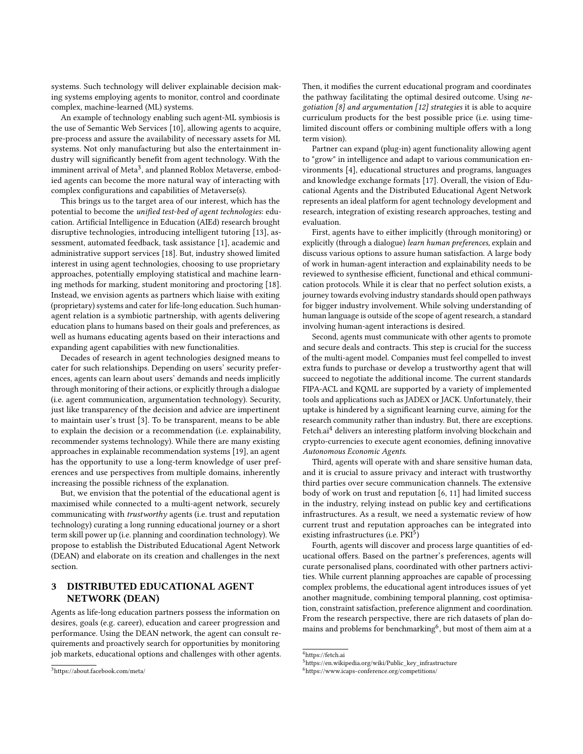systems. Such technology will deliver explainable decision making systems employing agents to monitor, control and coordinate complex, machine-learned (ML) systems.

An example of technology enabling such agent-ML symbiosis is the use of Semantic Web Services [10], allowing agents to acquire, pre-process and assure the availability of necessary assets for ML systems. Not only manufacturing but also the entertainment industry will significantly benefit from agent technology. With the imminent arrival of Meta[3], and planned Roblox Metaverse, embodied agents can become the more natural way of interacting with complex configurations and capabilities of Metaverse(s).

This brings us to the target area of our interest, which has the potential to become the *unified test-bed of agent technologies*: education. Artificial Intelligence in Education (AIEd) research brought disruptive technologies, introducing intelligent tutoring [13], assessment, automated feedback, task assistance [1], academic and administrative support services [18]. But, industry showed limited interest in using agent technologies, choosing to use proprietary approaches, potentially employing statistical and machine learning methods for marking, student monitoring and proctoring [18]. Instead, we envision agents as partners which liaise with exiting (proprietary) systems and cater for life-long education. Such human-agent relation is a symbiotic partnership, with agents delivering education plans to humans based on their goals and preferences, as well as humans educating agents based on their interactions and expanding agent capabilities with new functionalities.

Decades of research in agent technologies designed means to cater for such relationships. Depending on users' security preferences, agents can learn about users' demands and needs implicitly through monitoring of their actions, or explicitly through a dialogue (i.e. agent communication, argumentation technology). Security, just like transparency of the decision and advice are impertinent to maintain user's trust [3]. To be transparent, means to be able to explain the decision or a recommendation (i.e. explainability, recommender systems technology). While there are many existing approaches in explainable recommendation systems [19], an agent has the opportunity to use a long-term knowledge of user preferences and use perspectives from multiple domains, inherently increasing the possible richness of the explanation.

But, we envision that the potential of the educational agent is maximised while connected to a multi-agent network, securely communicating with *trustworthy* agents (i.e. trust and reputation technology) curating a long running educational journey or a short term skill power up (i.e. planning and coordination technology). We propose to establish the Distributed Educational Agent Network (DEAN) and elaborate on its creation and challenges in the next section.

## 3 DISTRIBUTED EDUCATIONAL AGENT NETWORK (DEAN)

Agents as life-long education partners possess the information on desires, goals (e.g. career), education and career progression and performance. Using the DEAN network, the agent can consult requirements and proactively search for opportunities by monitoring job markets, educational options and challenges with other agents. Then, it modifies the current educational program and coordinates the pathway facilitating the optimal desired outcome. Using *negotiation [8] and argumentation [12] strategies* it is able to acquire curriculum products for the best possible price (i.e. using time-limited discount offers or combining multiple offers with a long term vision).

Partner can expand (plug-in) agent functionality allowing agent to "grow" in intelligence and adapt to various communication environments [4], educational structures and programs, languages and knowledge exchange formats [17]. Overall, the vision of Educational Agents and the Distributed Educational Agent Network represents an ideal platform for agent technology development and research, integration of existing research approaches, testing and evaluation.

First, agents have to either implicitly (through monitoring) or explicitly (through a dialogue) *learn human preferences*, explain and discuss various options to assure human satisfaction. A large body of work in human-agent interaction and explainability needs to be reviewed to synthesise efficient, functional and ethical communication protocols. While it is clear that no perfect solution exists, a journey towards evolving industry standards should open pathways for bigger industry involvement. While solving understanding of human language is outside of the scope of agent research, a standard involving human-agent interactions is desired.

Second, agents must communicate with other agents to promote and secure deals and contracts. This step is crucial for the success of the multi-agent model. Companies must feel compelled to invest extra funds to purchase or develop a trustworthy agent that will succeed to negotiate the additional income. The current standards FIPA-ACL and KQML are supported by a variety of implemented tools and applications such as JADEX or JACK. Unfortunately, their uptake is hindered by a significant learning curve, aiming for the research community rather than industry. But, there are exceptions. Fetch.ai[4] delivers an interesting platform involving blockchain and crypto-currencies to execute agent economies, defining innovative *Autonomous Economic Agents*.

Third, agents will operate with and share sensitive human data, and it is crucial to assure privacy and interact with trustworthy third parties over secure communication channels. The extensive body of work on trust and reputation [6, 11] had limited success in the industry, relying instead on public key and certifications infrastructures. As a result, we need a systematic review of how current trust and reputation approaches can be integrated into existing infrastructures (i.e. PKI[5])

Fourth, agents will discover and process large quantities of educational offers. Based on the partner's preferences, agents will curate personalised plans, coordinated with other partners activities. While current planning approaches are capable of processing complex problems, the educational agent introduces issues of yet another magnitude, combining temporal planning, cost optimisation, constraint satisfaction, preference alignment and coordination. From the research perspective, there are rich datasets of plan domains and problems for benchmarking[6], but most of them aim at a

[3] https://about.facebook.com/meta/

[4] https://fetch.ai

[5] https://en.wikipedia.org/wiki/Public_key_infrastructure

[6] https://www.icaps-conference.org/competitions/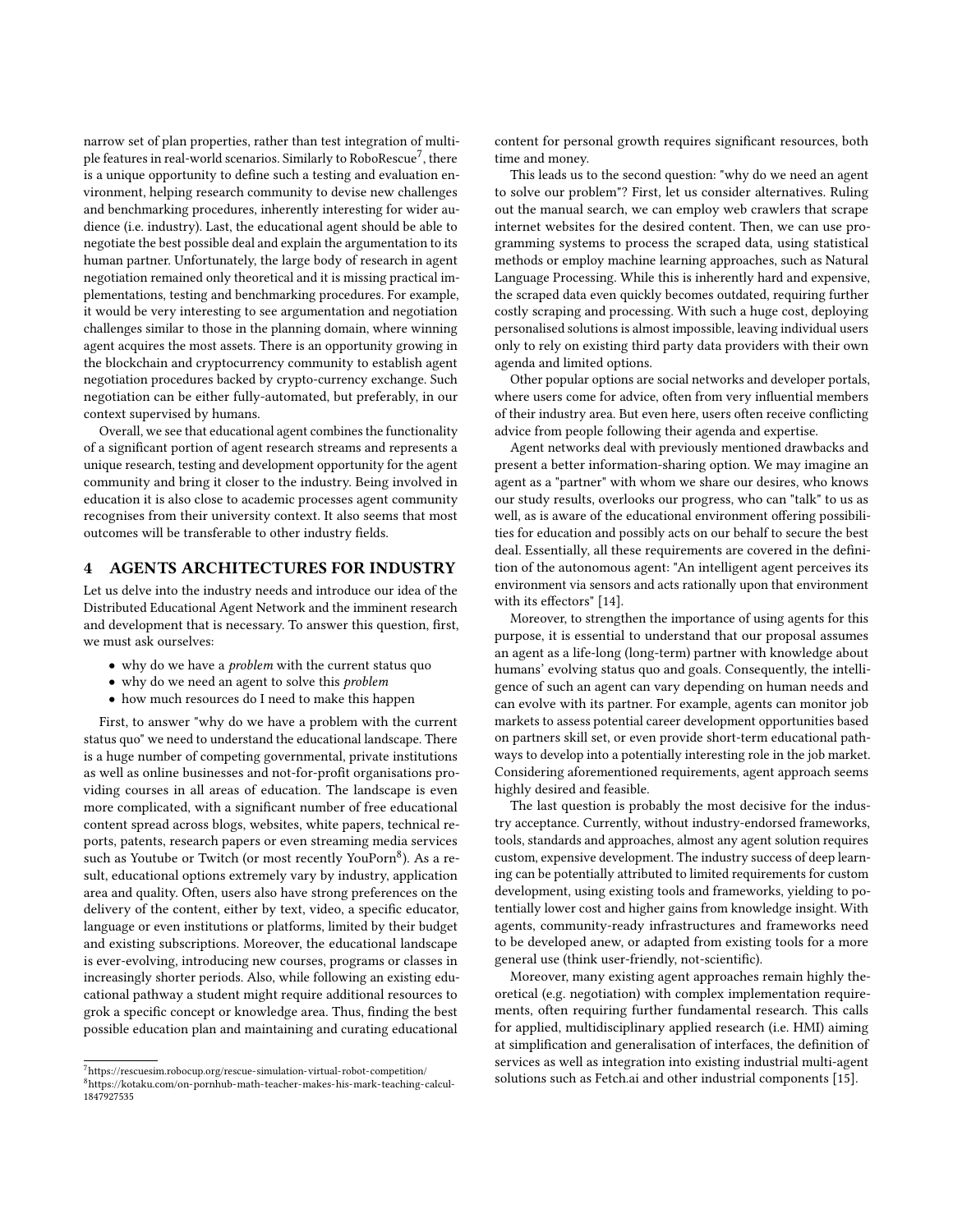narrow set of plan properties, rather than test integration of multiple features in real-world scenarios. Similarly to RoboRescue[7], there is a unique opportunity to define such a testing and evaluation environment, helping research community to devise new challenges and benchmarking procedures, inherently interesting for wider audience (i.e. industry). Last, the educational agent should be able to negotiate the best possible deal and explain the argumentation to its human partner. Unfortunately, the large body of research in agent negotiation remained only theoretical and it is missing practical implementations, testing and benchmarking procedures. For example, it would be very interesting to see argumentation and negotiation challenges similar to those in the planning domain, where winning agent acquires the most assets. There is an opportunity growing in the blockchain and cryptocurrency community to establish agent negotiation procedures backed by crypto-currency exchange. Such negotiation can be either fully-automated, but preferably, in our context supervised by humans.

Overall, we see that educational agent combines the functionality of a significant portion of agent research streams and represents a unique research, testing and development opportunity for the agent community and bring it closer to the industry. Being involved in education it is also close to academic processes agent community recognises from their university context. It also seems that most outcomes will be transferable to other industry fields.

## 4 AGENTS ARCHITECTURES FOR INDUSTRY

Let us delve into the industry needs and introduce our idea of the Distributed Educational Agent Network and the imminent research and development that is necessary. To answer this question, first, we must ask ourselves:

- why do we have a *problem* with the current status quo
- why do we need an agent to solve this *problem*
- how much resources do I need to make this happen

First, to answer "why do we have a problem with the current status quo" we need to understand the educational landscape. There is a huge number of competing governmental, private institutions as well as online businesses and not-for-profit organisations providing courses in all areas of education. The landscape is even more complicated, with a significant number of free educational content spread across blogs, websites, white papers, technical reports, patents, research papers or even streaming media services such as Youtube or Twitch (or most recently YouPorn[8]). As a result, educational options extremely vary by industry, application area and quality. Often, users also have strong preferences on the delivery of the content, either by text, video, a specific educator, language or even institutions or platforms, limited by their budget and existing subscriptions. Moreover, the educational landscape is ever-evolving, introducing new courses, programs or classes in increasingly shorter periods. Also, while following an existing educational pathway a student might require additional resources to grok a specific concept or knowledge area. Thus, finding the best possible education plan and maintaining and curating educational content for personal growth requires significant resources, both time and money.

This leads us to the second question: "why do we need an agent to solve our problem"? First, let us consider alternatives. Ruling out the manual search, we can employ web crawlers that scrape internet websites for the desired content. Then, we can use programming systems to process the scraped data, using statistical methods or employ machine learning approaches, such as Natural Language Processing. While this is inherently hard and expensive, the scraped data even quickly becomes outdated, requiring further costly scraping and processing. With such a huge cost, deploying personalised solutions is almost impossible, leaving individual users only to rely on existing third party data providers with their own agenda and limited options.

Other popular options are social networks and developer portals, where users come for advice, often from very influential members of their industry area. But even here, users often receive conflicting advice from people following their agenda and expertise.

Agent networks deal with previously mentioned drawbacks and present a better information-sharing option. We may imagine an agent as a "partner" with whom we share our desires, who knows our study results, overlooks our progress, who can "talk" to us as well, as is aware of the educational environment offering possibilities for education and possibly acts on our behalf to secure the best deal. Essentially, all these requirements are covered in the definition of the autonomous agent: "An intelligent agent perceives its environment via sensors and acts rationally upon that environment with its effectors" [14].

Moreover, to strengthen the importance of using agents for this purpose, it is essential to understand that our proposal assumes an agent as a life-long (long-term) partner with knowledge about humans' evolving status quo and goals. Consequently, the intelligence of such an agent can vary depending on human needs and can evolve with its partner. For example, agents can monitor job markets to assess potential career development opportunities based on partners skill set, or even provide short-term educational pathways to develop into a potentially interesting role in the job market. Considering aforementioned requirements, agent approach seems highly desired and feasible.

The last question is probably the most decisive for the industry acceptance. Currently, without industry-endorsed frameworks, tools, standards and approaches, almost any agent solution requires custom, expensive development. The industry success of deep learning can be potentially attributed to limited requirements for custom development, using existing tools and frameworks, yielding to potentially lower cost and higher gains from knowledge insight. With agents, community-ready infrastructures and frameworks need to be developed anew, or adapted from existing tools for a more general use (think user-friendly, not-scientific).

Moreover, many existing agent approaches remain highly theoretical (e.g. negotiation) with complex implementation requirements, often requiring further fundamental research. This calls for applied, multidisciplinary applied research (i.e. HMI) aiming at simplification and generalisation of interfaces, the definition of services as well as integration into existing industrial multi-agent solutions such as Fetch.ai and other industrial components [15].

[7] https://rescuesim.robocup.org/rescue-simulation-virtual-robot-competition/

[8] https://kotaku.com/on-pornhub-math-teacher-makes-his-mark-teaching-calcul-1847927535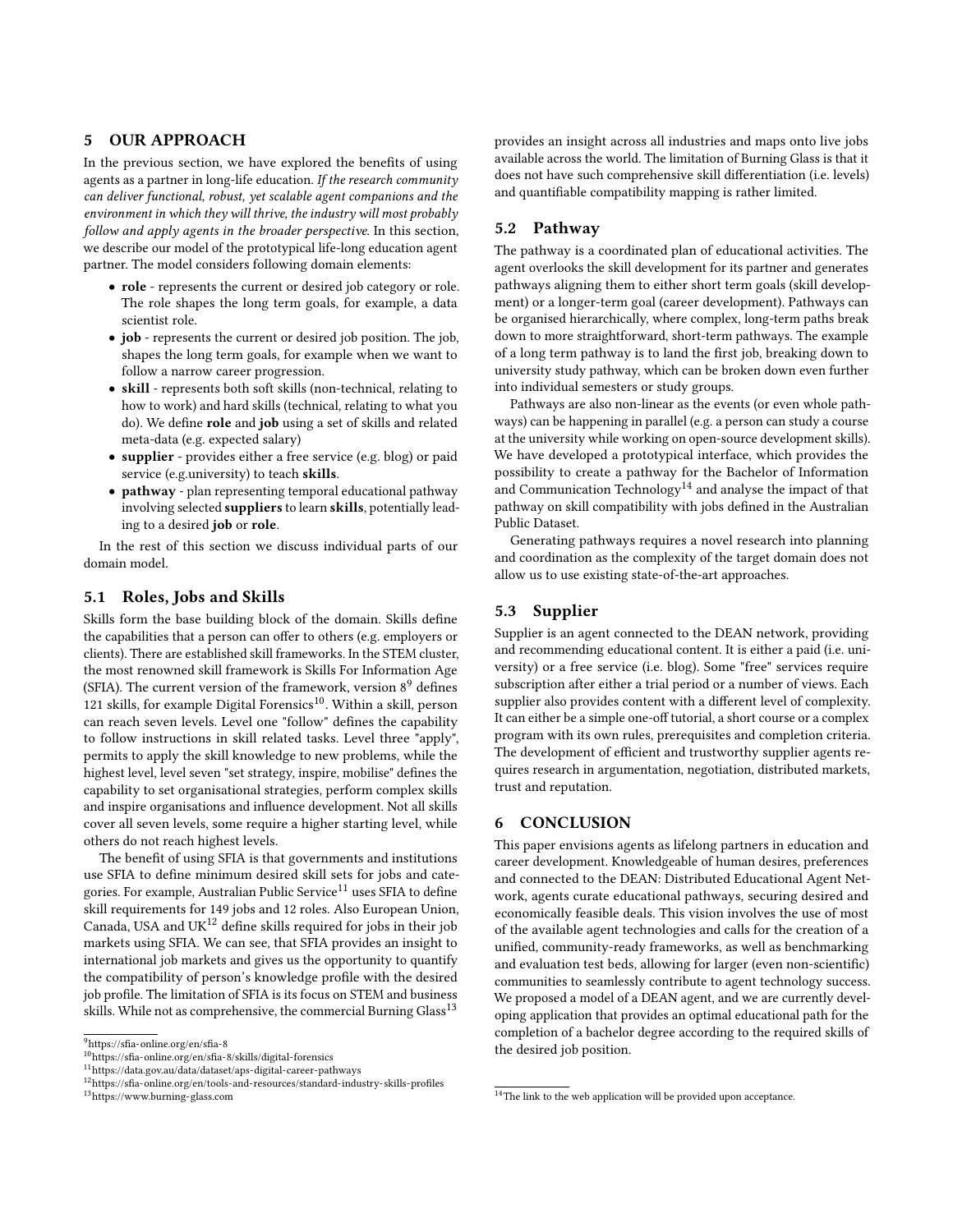## 5 OUR APPROACH

In the previous section, we have explored the benefits of using agents as a partner in long-life education. *If the research community can deliver functional, robust, yet scalable agent companions and the environment in which they will thrive, the industry will most probably follow and apply agents in the broader perspective.* In this section, we describe our model of the prototypical life-long education agent partner. The model considers following domain elements:

- **role** - represents the current or desired job category or role. The role shapes the long term goals, for example, a data scientist role.
- **job** - represents the current or desired job position. The job, shapes the long term goals, for example when we want to follow a narrow career progression.
- **skill** - represents both soft skills (non-technical, relating to how to work) and hard skills (technical, relating to what you do). We define **role** and **job** using a set of skills and related meta-data (e.g. expected salary)
- **supplier** - provides either a free service (e.g. blog) or paid service (e.g.university) to teach **skills**.
- **pathway** - plan representing temporal educational pathway involving selected **suppliers** to learn **skills**, potentially leading to a desired **job** or **role**.

In the rest of this section we discuss individual parts of our domain model.

### 5.1 Roles, Jobs and Skills

Skills form the base building block of the domain. Skills define the capabilities that a person can offer to others (e.g. employers or clients). There are established skill frameworks. In the STEM cluster, the most renowned skill framework is Skills For Information Age (SFIA). The current version of the framework, version 8[9] defines 121 skills, for example Digital Forensics[10]. Within a skill, person can reach seven levels. Level one "follow" defines the capability to follow instructions in skill related tasks. Level three "apply", permits to apply the skill knowledge to new problems, while the highest level, level seven "set strategy, inspire, mobilise" defines the capability to set organisational strategies, perform complex skills and inspire organisations and influence development. Not all skills cover all seven levels, some require a higher starting level, while others do not reach highest levels.

The benefit of using SFIA is that governments and institutions use SFIA to define minimum desired skill sets for jobs and categories. For example, Australian Public Service[11] uses SFIA to define skill requirements for 149 jobs and 12 roles. Also European Union, Canada, USA and UK[12] define skills required for jobs in their job markets using SFIA. We can see, that SFIA provides an insight to international job markets and gives us the opportunity to quantify the compatibility of person's knowledge profile with the desired job profile. The limitation of SFIA is its focus on STEM and business skills. While not as comprehensive, the commercial Burning Glass[13] provides an insight across all industries and maps onto live jobs available across the world. The limitation of Burning Glass is that it does not have such comprehensive skill differentiation (i.e. levels) and quantifiable compatibility mapping is rather limited.

### 5.2 Pathway

The pathway is a coordinated plan of educational activities. The agent overlooks the skill development for its partner and generates pathways aligning them to either short term goals (skill development) or a longer-term goal (career development). Pathways can be organised hierarchically, where complex, long-term paths break down to more straightforward, short-term pathways. The example of a long term pathway is to land the first job, breaking down to university study pathway, which can be broken down even further into individual semesters or study groups.

Pathways are also non-linear as the events (or even whole pathways) can be happening in parallel (e.g. a person can study a course at the university while working on open-source development skills). We have developed a prototypical interface, which provides the possibility to create a pathway for the Bachelor of Information and Communication Technology[14] and analyse the impact of that pathway on skill compatibility with jobs defined in the Australian Public Dataset.

Generating pathways requires a novel research into planning and coordination as the complexity of the target domain does not allow us to use existing state-of-the-art approaches.

### 5.3 Supplier

Supplier is an agent connected to the DEAN network, providing and recommending educational content. It is either a paid (i.e. university) or a free service (i.e. blog). Some "free" services require subscription after either a trial period or a number of views. Each supplier also provides content with a different level of complexity. It can either be a simple one-off tutorial, a short course or a complex program with its own rules, prerequisites and completion criteria. The development of efficient and trustworthy supplier agents requires research in argumentation, negotiation, distributed markets, trust and reputation.

## 6 CONCLUSION

This paper envisions agents as lifelong partners in education and career development. Knowledgeable of human desires, preferences and connected to the DEAN: Distributed Educational Agent Network, agents curate educational pathways, securing desired and economically feasible deals. This vision involves the use of most of the available agent technologies and calls for the creation of a unified, community-ready frameworks, as well as benchmarking and evaluation test beds, allowing for larger (even non-scientific) communities to seamlessly contribute to agent technology success. We proposed a model of a DEAN agent, and we are currently developing application that provides an optimal educational path for the completion of a bachelor degree according to the required skills of the desired job position.

---

[9] https://sfia-online.org/en/sfia-8

[10] https://sfia-online.org/en/sfia-8/skills/digital-forensics

[11] https://data.gov.au/data/dataset/aps-digital-career-pathways

[12] https://sfia-online.org/en/tools-and-resources/standard-industry-skills-profiles

[13] https://www.burning-glass.com

[14] The link to the web application will be provided upon acceptance.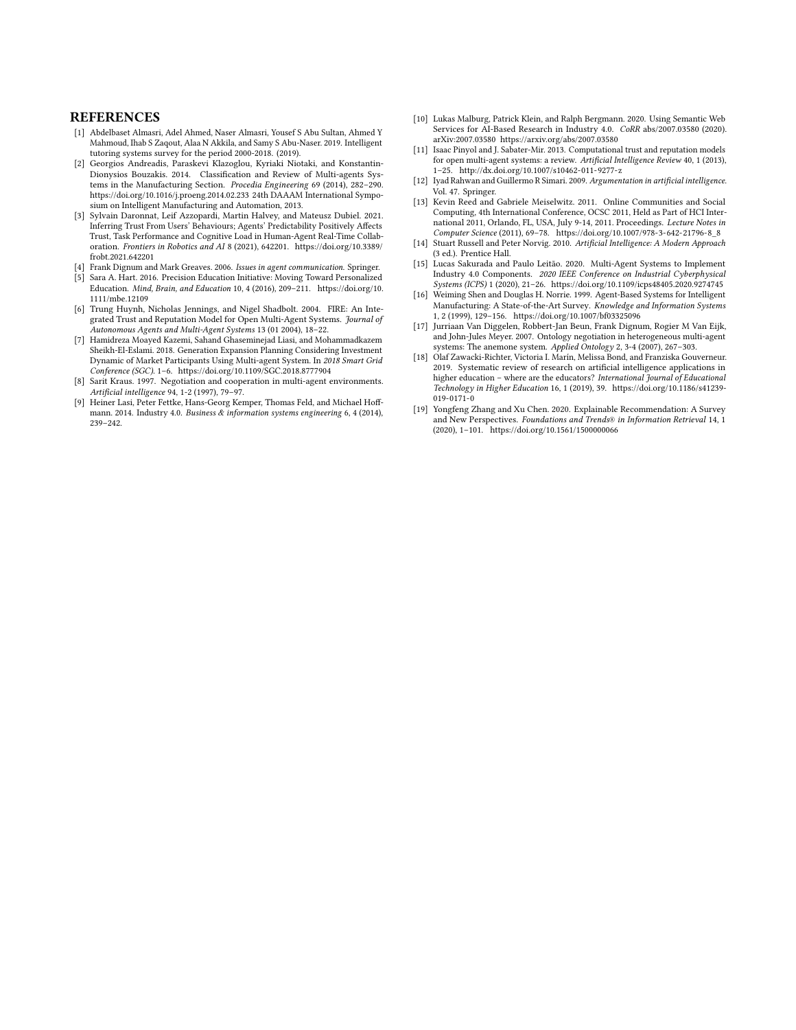## REFERENCES

[1] Abdelbaset Almasri, Adel Ahmed, Naser Almasri, Yousef S Abu Sultan, Ahmed Y Mahmoud, Ihab S Zaqout, Alaa N Akkila, and Samy S Abu-Naser. 2019. Intelligent tutoring systems survey for the period 2000-2018. (2019).

[2] Georgios Andreadis, Paraskevi Klazoglou, Kyriaki Niotaki, and Konstantin-Dionysios Bouzakis. 2014. Classification and Review of Multi-agents Systems in the Manufacturing Section. *Procedia Engineering* 69 (2014), 282–290. https://doi.org/10.1016/j.proeng.2014.02.233 24th DAAAM International Symposium on Intelligent Manufacturing and Automation, 2013.

[3] Sylvain Daronnat, Leif Azzopardi, Martin Halvey, and Mateusz Dubiel. 2021. Inferring Trust From Users' Behaviours; Agents' Predictability Positively Affects Trust, Task Performance and Cognitive Load in Human-Agent Real-Time Collaboration. *Frontiers in Robotics and AI* 8 (2021), 642201. https://doi.org/10.3389/frobt.2021.642201

[4] Frank Dignum and Mark Greaves. 2006. *Issues in agent communication.* Springer.

[5] Sara A. Hart. 2016. Precision Education Initiative: Moving Toward Personalized Education. *Mind, Brain, and Education* 10, 4 (2016), 209–211. https://doi.org/10.1111/mbe.12109

[6] Trung Huynh, Nicholas Jennings, and Nigel Shadbolt. 2004. FIRE: An Integrated Trust and Reputation Model for Open Multi-Agent Systems. *Journal of Autonomous Agents and Multi-Agent Systems* 13 (01 2004), 18–22.

[7] Hamidreza Moayed Kazemi, Sahand Ghaseminejad Liasi, and Mohammadkazem Sheikh-El-Eslami. 2018. Generation Expansion Planning Considering Investment Dynamic of Market Participants Using Multi-agent System. In *2018 Smart Grid Conference (SGC)*. 1–6. https://doi.org/10.1109/SGC.2018.8777904

[8] Sarit Kraus. 1997. Negotiation and cooperation in multi-agent environments. *Artificial intelligence* 94, 1-2 (1997), 79–97.

[9] Heiner Lasi, Peter Fettke, Hans-Georg Kemper, Thomas Feld, and Michael Hoffmann. 2014. Industry 4.0. *Business & information systems engineering* 6, 4 (2014), 239–242.

[10] Lukas Malburg, Patrick Klein, and Ralph Bergmann. 2020. Using Semantic Web Services for AI-Based Research in Industry 4.0. *CoRR* abs/2007.03580 (2020). arXiv:2007.03580 https://arxiv.org/abs/2007.03580

[11] Isaac Pinyol and J. Sabater-Mir. 2013. Computational trust and reputation models for open multi-agent systems: a review. *Artificial Intelligence Review* 40, 1 (2013), 1–25. http://dx.doi.org/10.1007/s10462-011-9277-z

[12] Iyad Rahwan and Guillermo R Simari. 2009. *Argumentation in artificial intelligence.* Vol. 47. Springer.

[13] Kevin Reed and Gabriele Meiselwitz. 2011. Online Communities and Social Computing, 4th International Conference, OCSC 2011, Held as Part of HCI International 2011, Orlando, FL, USA, July 9-14, 2011. Proceedings. *Lecture Notes in Computer Science* (2011), 69–78. https://doi.org/10.1007/978-3-642-21796-8_8

[14] Stuart Russell and Peter Norvig. 2010. *Artificial Intelligence: A Modern Approach* (3 ed.). Prentice Hall.

[15] Lucas Sakurada and Paulo Leitão. 2020. Multi-Agent Systems to Implement Industry 4.0 Components. *2020 IEEE Conference on Industrial Cyberphysical Systems (ICPS)* 1 (2020), 21–26. https://doi.org/10.1109/icps48405.2020.9274745

[16] Weiming Shen and Douglas H. Norrie. 1999. Agent-Based Systems for Intelligent Manufacturing: A State-of-the-Art Survey. *Knowledge and Information Systems* 1, 2 (1999), 129–156. https://doi.org/10.1007/bf03325096

[17] Jurriaan Van Diggelen, Robbert-Jan Beun, Frank Dignum, Rogier M Van Eijk, and John-Jules Meyer. 2007. Ontology negotiation in heterogeneous multi-agent systems: The anemone system. *Applied Ontology* 2, 3-4 (2007), 267–303.

[18] Olaf Zawacki-Richter, Victoria I. Marín, Melissa Bond, and Franziska Gouverneur. 2019. Systematic review of research on artificial intelligence applications in higher education – where are the educators? *International Journal of Educational Technology in Higher Education* 16, 1 (2019), 39. https://doi.org/10.1186/s41239-019-0171-0

[19] Yongfeng Zhang and Xu Chen. 2020. Explainable Recommendation: A Survey and New Perspectives. *Foundations and Trends® in Information Retrieval* 14, 1 (2020), 1–101. https://doi.org/10.1561/1500000066